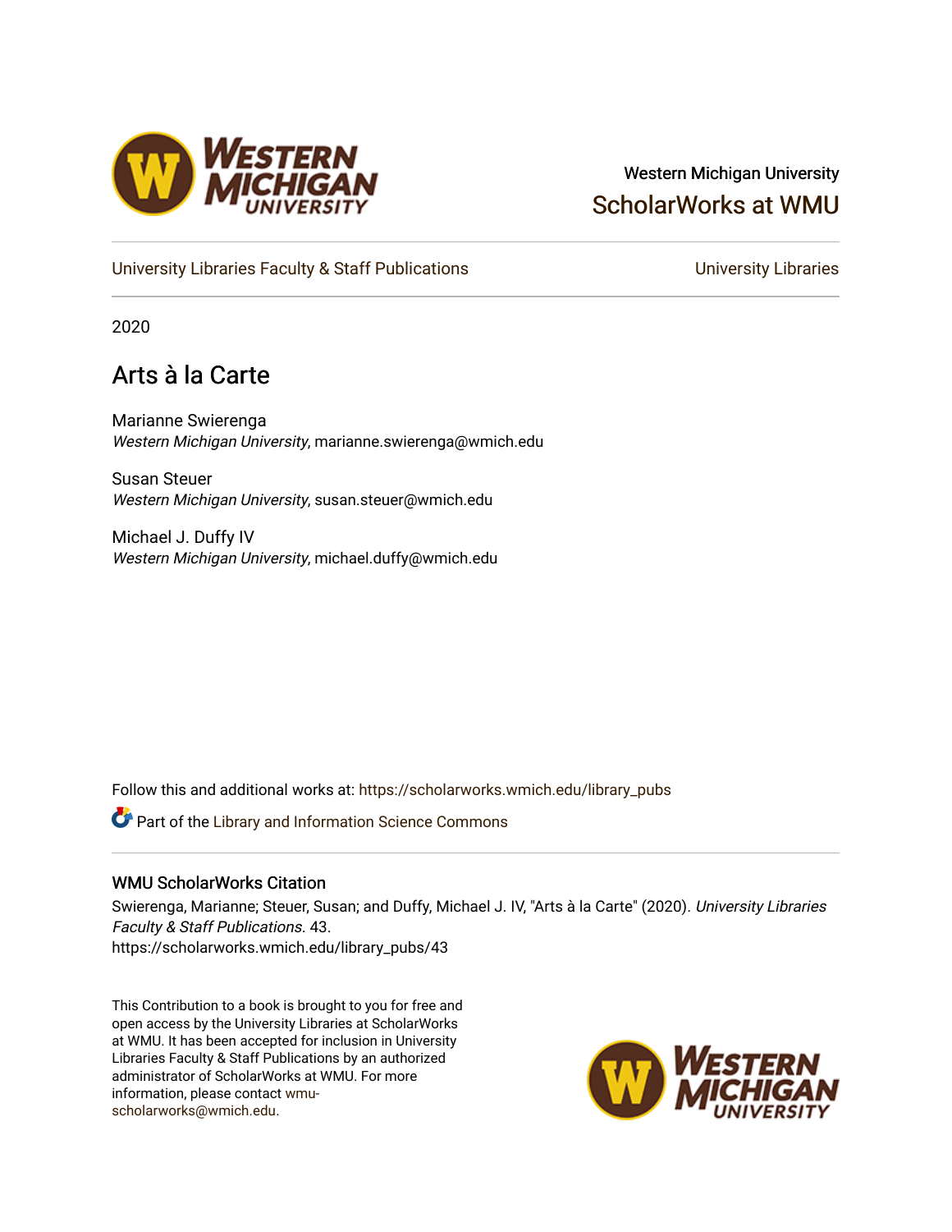Western Michigan University

ScholarWorks at WMU

University Libraries Faculty & Staff Publications

University Libraries

2020

# Arts à la Carte

Marianne Swierenga
*Western Michigan University*, marianne.swierenga@wmich.edu

Susan Steuer
*Western Michigan University*, susan.steuer@wmich.edu

Michael J. Duffy IV
*Western Michigan University*, michael.duffy@wmich.edu

Follow this and additional works at: https://scholarworks.wmich.edu/library_pubs

Part of the Library and Information Science Commons

## WMU ScholarWorks Citation

Swierenga, Marianne; Steuer, Susan; and Duffy, Michael J. IV, "Arts à la Carte" (2020). *University Libraries Faculty & Staff Publications*. 43.
https://scholarworks.wmich.edu/library_pubs/43

This Contribution to a book is brought to you for free and open access by the University Libraries at ScholarWorks at WMU. It has been accepted for inclusion in University Libraries Faculty & Staff Publications by an authorized administrator of ScholarWorks at WMU. For more information, please contact wmu-scholarworks@wmich.edu.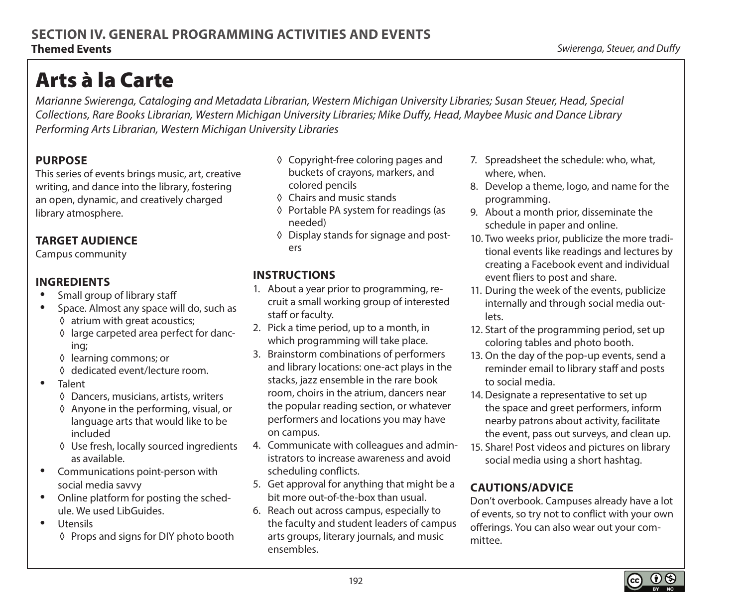# Arts à la Carte

*Marianne Swierenga, Cataloging and Metadata Librarian, Western Michigan University Libraries; Susan Steuer, Head, Special Collections, Rare Books Librarian, Western Michigan University Libraries; Mike Duffy, Head, Maybee Music and Dance Library Performing Arts Librarian, Western Michigan University Libraries*

## PURPOSE

This series of events brings music, art, creative writing, and dance into the library, fostering an open, dynamic, and creatively charged library atmosphere.

## TARGET AUDIENCE

Campus community

## INGREDIENTS

- Small group of library staff
- Space. Almost any space will do, such as
  - ◊ atrium with great acoustics;
  - ◊ large carpeted area perfect for dancing;
  - ◊ learning commons; or
  - ◊ dedicated event/lecture room.
- Talent
  - ◊ Dancers, musicians, artists, writers
  - ◊ Anyone in the performing, visual, or language arts that would like to be included
  - ◊ Use fresh, locally sourced ingredients as available.
- Communications point-person with social media savvy
- Online platform for posting the schedule. We used LibGuides.
- Utensils
  - ◊ Props and signs for DIY photo booth
  - ◊ Copyright-free coloring pages and buckets of crayons, markers, and colored pencils
  - ◊ Chairs and music stands
  - ◊ Portable PA system for readings (as needed)
  - ◊ Display stands for signage and posters

## INSTRUCTIONS

1. About a year prior to programming, recruit a small working group of interested staff or faculty.
2. Pick a time period, up to a month, in which programming will take place.
3. Brainstorm combinations of performers and library locations: one-act plays in the stacks, jazz ensemble in the rare book room, choirs in the atrium, dancers near the popular reading section, or whatever performers and locations you may have on campus.
4. Communicate with colleagues and administrators to increase awareness and avoid scheduling conflicts.
5. Get approval for anything that might be a bit more out-of-the-box than usual.
6. Reach out across campus, especially to the faculty and student leaders of campus arts groups, literary journals, and music ensembles.
7. Spreadsheet the schedule: who, what, where, when.
8. Develop a theme, logo, and name for the programming.
9. About a month prior, disseminate the schedule in paper and online.
10. Two weeks prior, publicize the more traditional events like readings and lectures by creating a Facebook event and individual event fliers to post and share.
11. During the week of the events, publicize internally and through social media outlets.
12. Start of the programming period, set up coloring tables and photo booth.
13. On the day of the pop-up events, send a reminder email to library staff and posts to social media.
14. Designate a representative to set up the space and greet performers, inform nearby patrons about activity, facilitate the event, pass out surveys, and clean up.
15. Share! Post videos and pictures on library social media using a short hashtag.

## CAUTIONS/ADVICE

Don't overbook. Campuses already have a lot of events, so try not to conflict with your own offerings. You can also wear out your committee.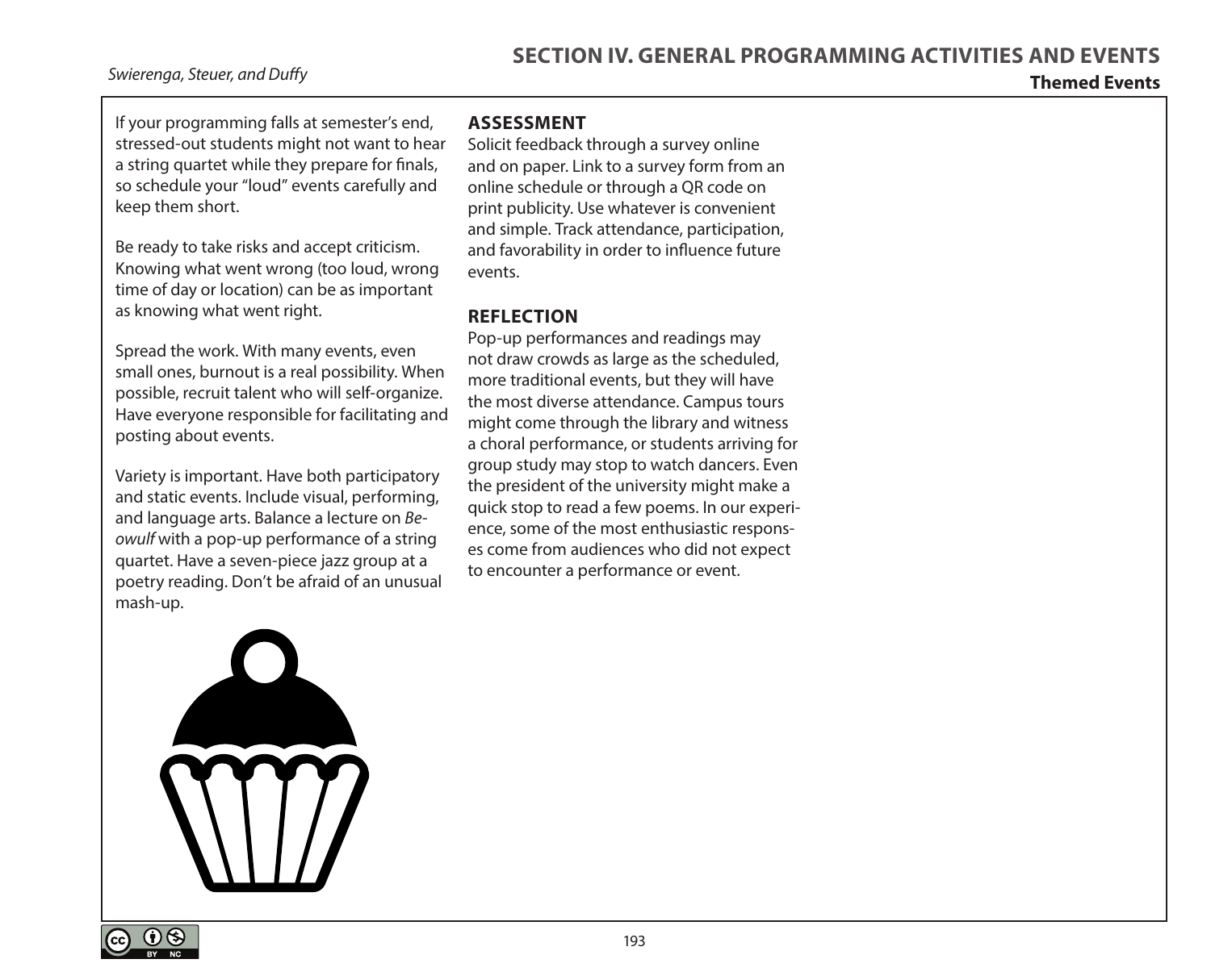If your programming falls at semester's end, stressed-out students might not want to hear a string quartet while they prepare for finals, so schedule your "loud" events carefully and keep them short.

Be ready to take risks and accept criticism. Knowing what went wrong (too loud, wrong time of day or location) can be as important as knowing what went right.

Spread the work. With many events, even small ones, burnout is a real possibility. When possible, recruit talent who will self-organize. Have everyone responsible for facilitating and posting about events.

Variety is important. Have both participatory and static events. Include visual, performing, and language arts. Balance a lecture on *Beowulf* with a pop-up performance of a string quartet. Have a seven-piece jazz group at a poetry reading. Don't be afraid of an unusual mash-up.

## ASSESSMENT

Solicit feedback through a survey online and on paper. Link to a survey form from an online schedule or through a QR code on print publicity. Use whatever is convenient and simple. Track attendance, participation, and favorability in order to influence future events.

## REFLECTION

Pop-up performances and readings may not draw crowds as large as the scheduled, more traditional events, but they will have the most diverse attendance. Campus tours might come through the library and witness a choral performance, or students arriving for group study may stop to watch dancers. Even the president of the university might make a quick stop to read a few poems. In our experience, some of the most enthusiastic responses come from audiences who did not expect to encounter a performance or event.